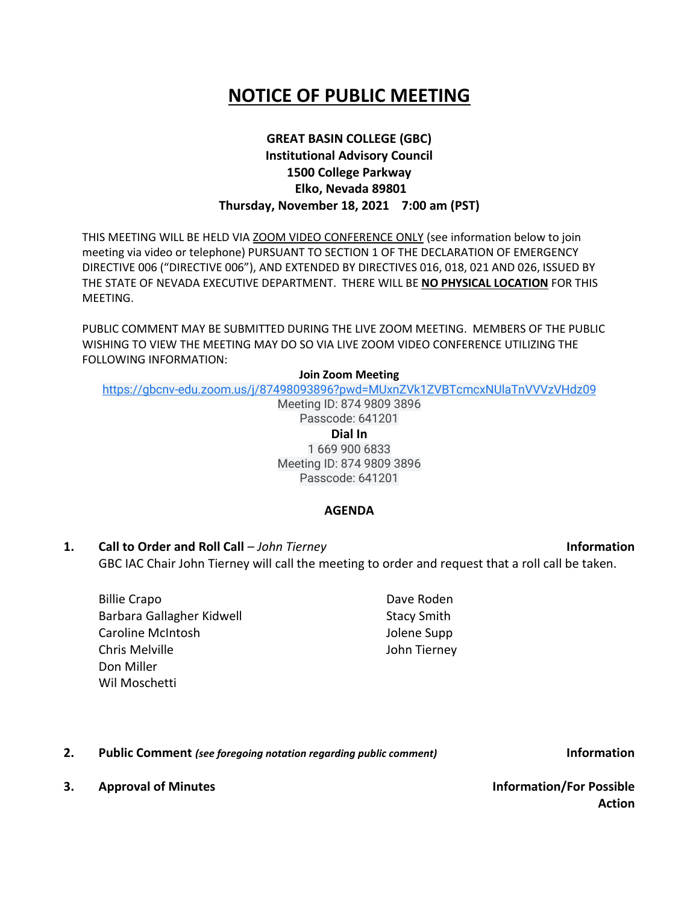# NOTICE OF PUBLIC MEETING

**GREAT BASIN COLLEGE (GBC)**
**Institutional Advisory Council**
**1500 College Parkway**
**Elko, Nevada 89801**
**Thursday, November 18, 2021 7:00 am (PST)**

THIS MEETING WILL BE HELD VIA ZOOM VIDEO CONFERENCE ONLY (see information below to join meeting via video or telephone) PURSUANT TO SECTION 1 OF THE DECLARATION OF EMERGENCY DIRECTIVE 006 ("DIRECTIVE 006"), AND EXTENDED BY DIRECTIVES 016, 018, 021 AND 026, ISSUED BY THE STATE OF NEVADA EXECUTIVE DEPARTMENT. THERE WILL BE **NO PHYSICAL LOCATION** FOR THIS MEETING.

PUBLIC COMMENT MAY BE SUBMITTED DURING THE LIVE ZOOM MEETING. MEMBERS OF THE PUBLIC WISHING TO VIEW THE MEETING MAY DO SO VIA LIVE ZOOM VIDEO CONFERENCE UTILIZING THE FOLLOWING INFORMATION:

**Join Zoom Meeting**
https://gbcnv-edu.zoom.us/j/87498093896?pwd=MUxnZVk1ZVBTcmcxNUlaTnVVVzVHdz09
Meeting ID: 874 9809 3896
Passcode: 641201

**Dial In**
1 669 900 6833
Meeting ID: 874 9809 3896
Passcode: 641201

## AGENDA

**1. Call to Order and Roll Call** – *John Tierney* **Information**

GBC IAC Chair John Tierney will call the meeting to order and request that a roll call be taken.

- Billie Crapo
- Barbara Gallagher Kidwell
- Caroline McIntosh
- Chris Melville
- Don Miller
- Wil Moschetti
- Dave Roden
- Stacy Smith
- Jolene Supp
- John Tierney

**2. Public Comment** ***(see foregoing notation regarding public comment)*** **Information**

**3. Approval of Minutes** **Information/For Possible Action**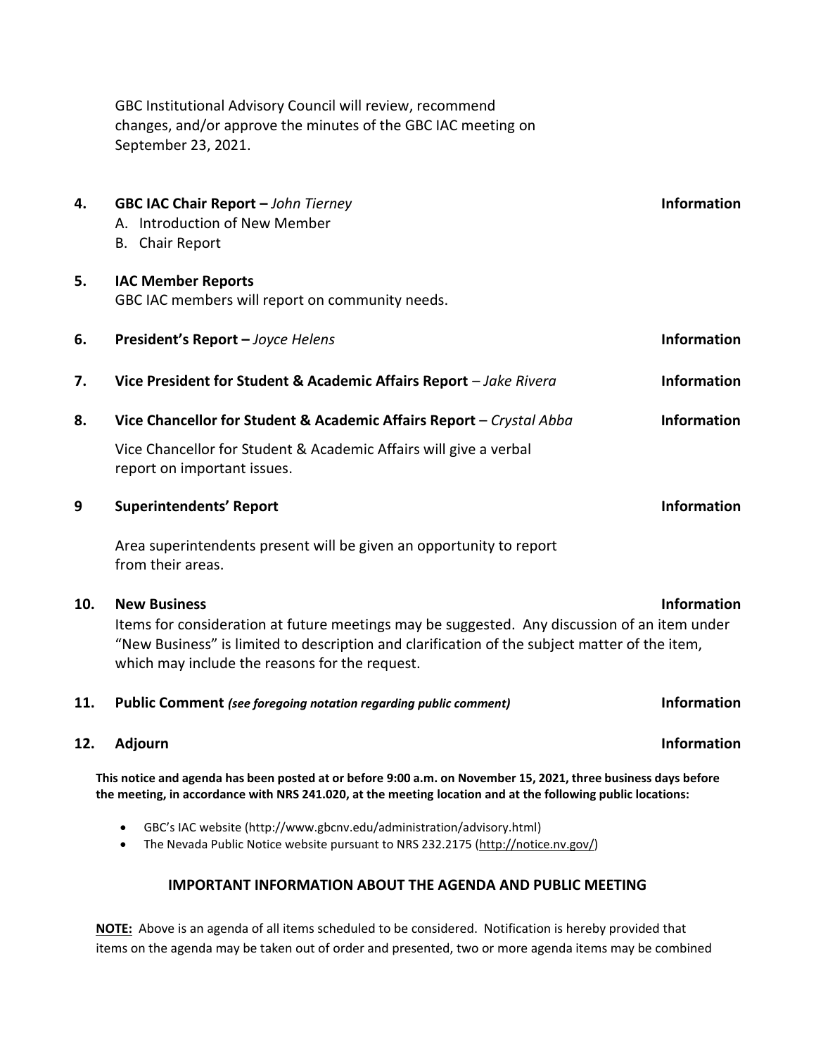GBC Institutional Advisory Council will review, recommend changes, and/or approve the minutes of the GBC IAC meeting on September 23, 2021.

**4. GBC IAC Chair Report –** *John Tierney* **Information**

A. Introduction of New Member
B. Chair Report

**5. IAC Member Reports**

GBC IAC members will report on community needs.

**6. President's Report –** *Joyce Helens* **Information**

**7. Vice President for Student & Academic Affairs Report** – *Jake Rivera* **Information**

**8. Vice Chancellor for Student & Academic Affairs Report** – *Crystal Abba* **Information**

Vice Chancellor for Student & Academic Affairs will give a verbal report on important issues.

**9 Superintendents' Report** **Information**

Area superintendents present will be given an opportunity to report from their areas.

**10. New Business** **Information**

Items for consideration at future meetings may be suggested. Any discussion of an item under "New Business" is limited to description and clarification of the subject matter of the item, which may include the reasons for the request.

**11. Public Comment** ***(see foregoing notation regarding public comment)*** **Information**

**12. Adjourn** **Information**

**This notice and agenda has been posted at or before 9:00 a.m. on November 15, 2021, three business days before the meeting, in accordance with NRS 241.020, at the meeting location and at the following public locations:**

- GBC's IAC website (http://www.gbcnv.edu/administration/advisory.html)
- The Nevada Public Notice website pursuant to NRS 232.2175 (http://notice.nv.gov/)

## IMPORTANT INFORMATION ABOUT THE AGENDA AND PUBLIC MEETING

**NOTE:** Above is an agenda of all items scheduled to be considered. Notification is hereby provided that items on the agenda may be taken out of order and presented, two or more agenda items may be combined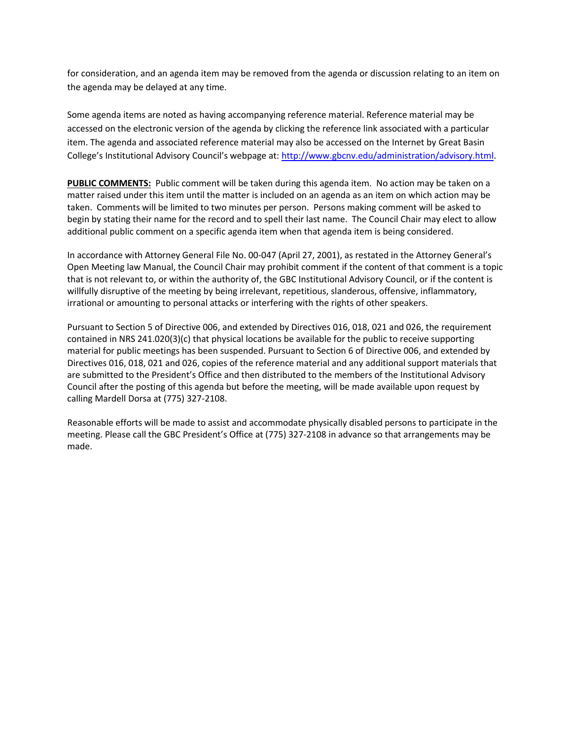for consideration, and an agenda item may be removed from the agenda or discussion relating to an item on the agenda may be delayed at any time.

Some agenda items are noted as having accompanying reference material. Reference material may be accessed on the electronic version of the agenda by clicking the reference link associated with a particular item. The agenda and associated reference material may also be accessed on the Internet by Great Basin College's Institutional Advisory Council's webpage at: [http://www.gbcnv.edu/administration/advisory.html](http://www.gbcnv.edu/administration/advisory.html).

**PUBLIC COMMENTS:** Public comment will be taken during this agenda item. No action may be taken on a matter raised under this item until the matter is included on an agenda as an item on which action may be taken. Comments will be limited to two minutes per person. Persons making comment will be asked to begin by stating their name for the record and to spell their last name. The Council Chair may elect to allow additional public comment on a specific agenda item when that agenda item is being considered.

In accordance with Attorney General File No. 00-047 (April 27, 2001), as restated in the Attorney General's Open Meeting law Manual, the Council Chair may prohibit comment if the content of that comment is a topic that is not relevant to, or within the authority of, the GBC Institutional Advisory Council, or if the content is willfully disruptive of the meeting by being irrelevant, repetitious, slanderous, offensive, inflammatory, irrational or amounting to personal attacks or interfering with the rights of other speakers.

Pursuant to Section 5 of Directive 006, and extended by Directives 016, 018, 021 and 026, the requirement contained in NRS 241.020(3)(c) that physical locations be available for the public to receive supporting material for public meetings has been suspended. Pursuant to Section 6 of Directive 006, and extended by Directives 016, 018, 021 and 026, copies of the reference material and any additional support materials that are submitted to the President's Office and then distributed to the members of the Institutional Advisory Council after the posting of this agenda but before the meeting, will be made available upon request by calling Mardell Dorsa at (775) 327-2108.

Reasonable efforts will be made to assist and accommodate physically disabled persons to participate in the meeting. Please call the GBC President's Office at (775) 327-2108 in advance so that arrangements may be made.